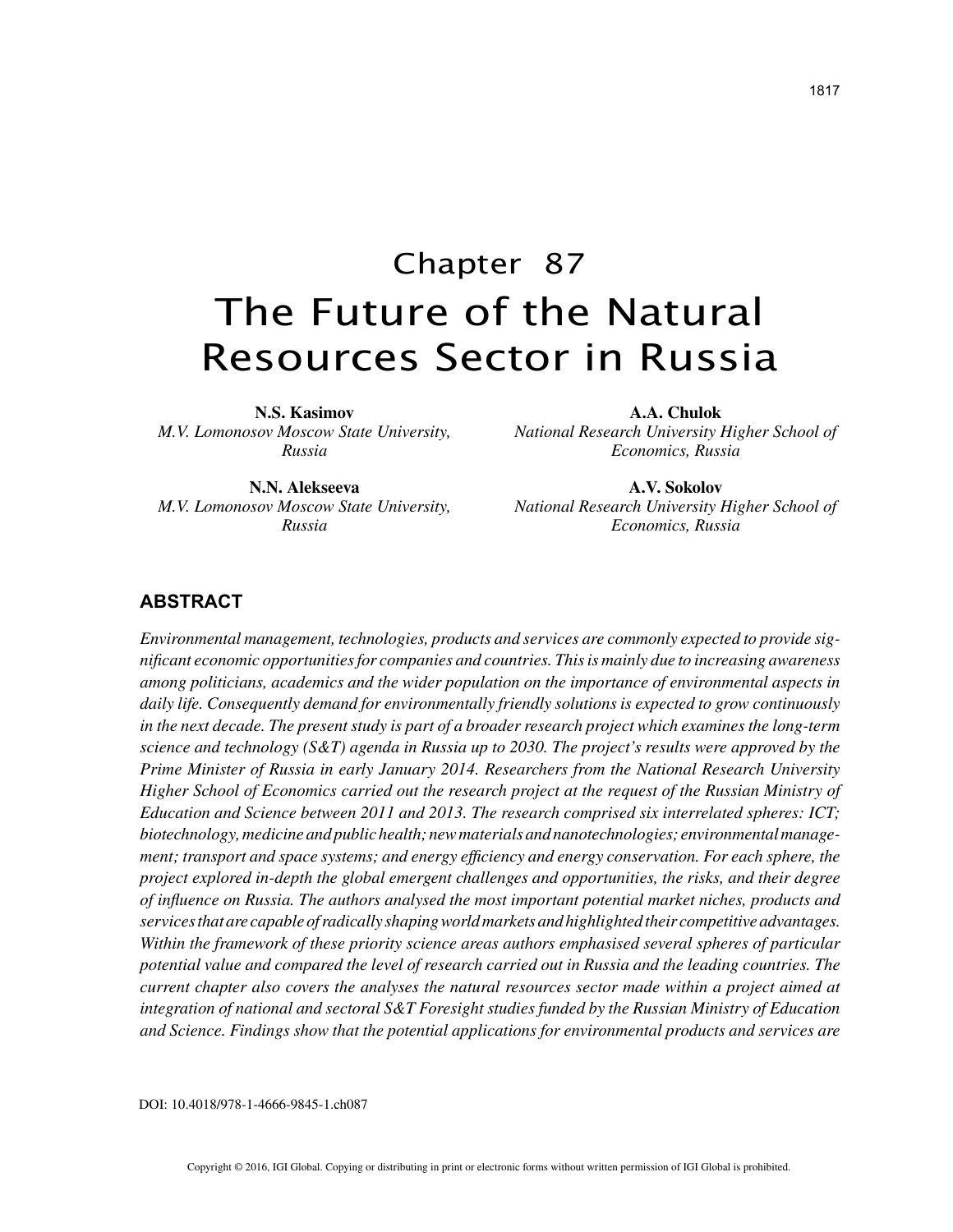# Chapter 87
# The Future of the Natural Resources Sector in Russia

**N.S. Kasimov**
*M.V. Lomonosov Moscow State University, Russia*

**N.N. Alekseeva**
*M.V. Lomonosov Moscow State University, Russia*

**A.A. Chulok**
*National Research University Higher School of Economics, Russia*

**A.V. Sokolov**
*National Research University Higher School of Economics, Russia*

## ABSTRACT

*Environmental management, technologies, products and services are commonly expected to provide significant economic opportunities for companies and countries. This is mainly due to increasing awareness among politicians, academics and the wider population on the importance of environmental aspects in daily life. Consequently demand for environmentally friendly solutions is expected to grow continuously in the next decade. The present study is part of a broader research project which examines the long-term science and technology (S&T) agenda in Russia up to 2030. The project's results were approved by the Prime Minister of Russia in early January 2014. Researchers from the National Research University Higher School of Economics carried out the research project at the request of the Russian Ministry of Education and Science between 2011 and 2013. The research comprised six interrelated spheres: ICT; biotechnology, medicine and public health; new materials and nanotechnologies; environmental management; transport and space systems; and energy efficiency and energy conservation. For each sphere, the project explored in-depth the global emergent challenges and opportunities, the risks, and their degree of influence on Russia. The authors analysed the most important potential market niches, products and services that are capable of radically shaping world markets and highlighted their competitive advantages. Within the framework of these priority science areas authors emphasised several spheres of particular potential value and compared the level of research carried out in Russia and the leading countries. The current chapter also covers the analyses the natural resources sector made within a project aimed at integration of national and sectoral S&T Foresight studies funded by the Russian Ministry of Education and Science. Findings show that the potential applications for environmental products and services are*

DOI: 10.4018/978-1-4666-9845-1.ch087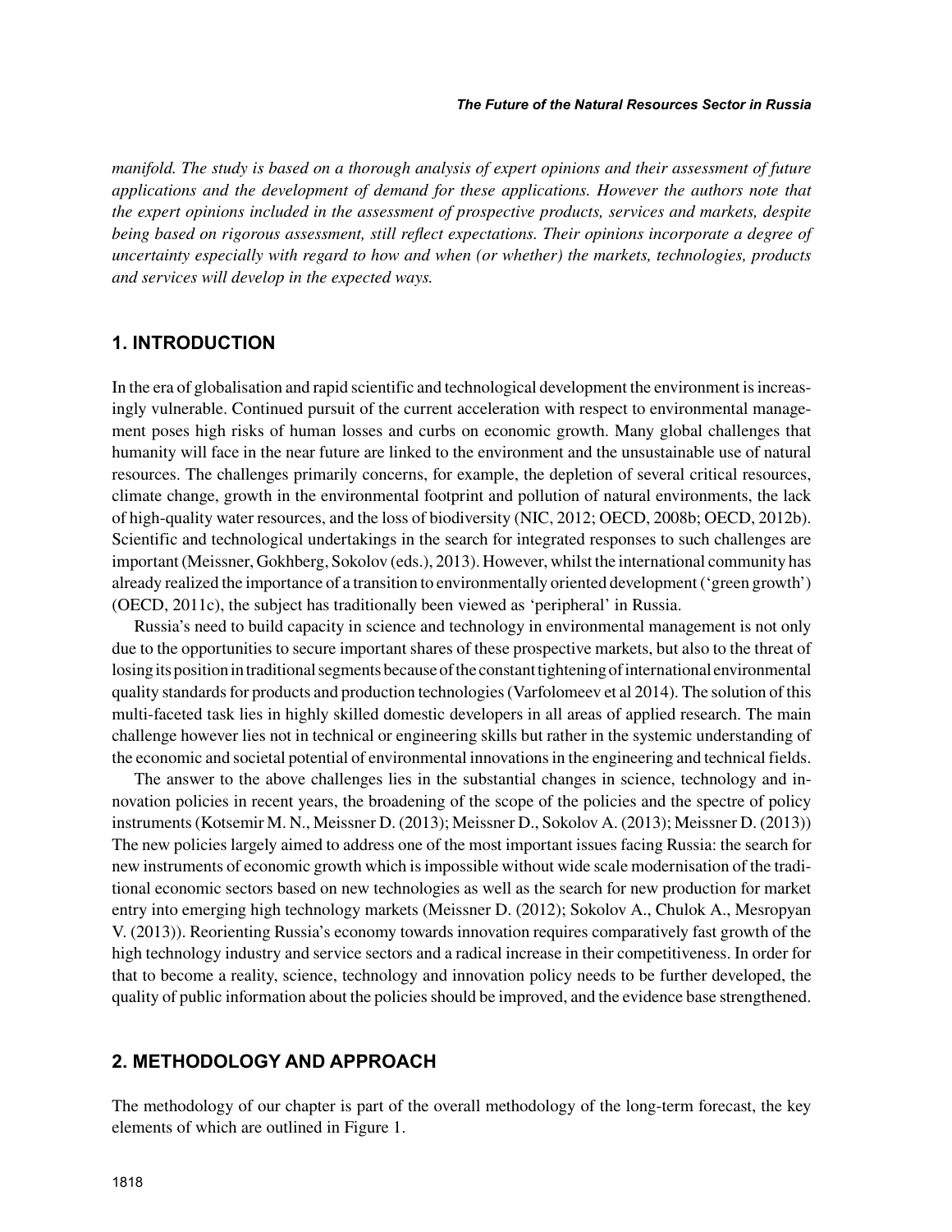*manifold. The study is based on a thorough analysis of expert opinions and their assessment of future applications and the development of demand for these applications. However the authors note that the expert opinions included in the assessment of prospective products, services and markets, despite being based on rigorous assessment, still reflect expectations. Their opinions incorporate a degree of uncertainty especially with regard to how and when (or whether) the markets, technologies, products and services will develop in the expected ways.*

## 1. INTRODUCTION

In the era of globalisation and rapid scientific and technological development the environment is increasingly vulnerable. Continued pursuit of the current acceleration with respect to environmental management poses high risks of human losses and curbs on economic growth. Many global challenges that humanity will face in the near future are linked to the environment and the unsustainable use of natural resources. The challenges primarily concerns, for example, the depletion of several critical resources, climate change, growth in the environmental footprint and pollution of natural environments, the lack of high-quality water resources, and the loss of biodiversity (NIC, 2012; OECD, 2008b; OECD, 2012b). Scientific and technological undertakings in the search for integrated responses to such challenges are important (Meissner, Gokhberg, Sokolov (eds.), 2013). However, whilst the international community has already realized the importance of a transition to environmentally oriented development ('green growth') (OECD, 2011c), the subject has traditionally been viewed as 'peripheral' in Russia.

Russia's need to build capacity in science and technology in environmental management is not only due to the opportunities to secure important shares of these prospective markets, but also to the threat of losing its position in traditional segments because of the constant tightening of international environmental quality standards for products and production technologies (Varfolomeev et al 2014). The solution of this multi-faceted task lies in highly skilled domestic developers in all areas of applied research. The main challenge however lies not in technical or engineering skills but rather in the systemic understanding of the economic and societal potential of environmental innovations in the engineering and technical fields.

The answer to the above challenges lies in the substantial changes in science, technology and innovation policies in recent years, the broadening of the scope of the policies and the spectre of policy instruments (Kotsemir M. N., Meissner D. (2013); Meissner D., Sokolov A. (2013); Meissner D. (2013)) The new policies largely aimed to address one of the most important issues facing Russia: the search for new instruments of economic growth which is impossible without wide scale modernisation of the traditional economic sectors based on new technologies as well as the search for new production for market entry into emerging high technology markets (Meissner D. (2012); Sokolov A., Chulok A., Mesropyan V. (2013)). Reorienting Russia's economy towards innovation requires comparatively fast growth of the high technology industry and service sectors and a radical increase in their competitiveness. In order for that to become a reality, science, technology and innovation policy needs to be further developed, the quality of public information about the policies should be improved, and the evidence base strengthened.

## 2. METHODOLOGY AND APPROACH

The methodology of our chapter is part of the overall methodology of the long-term forecast, the key elements of which are outlined in Figure 1.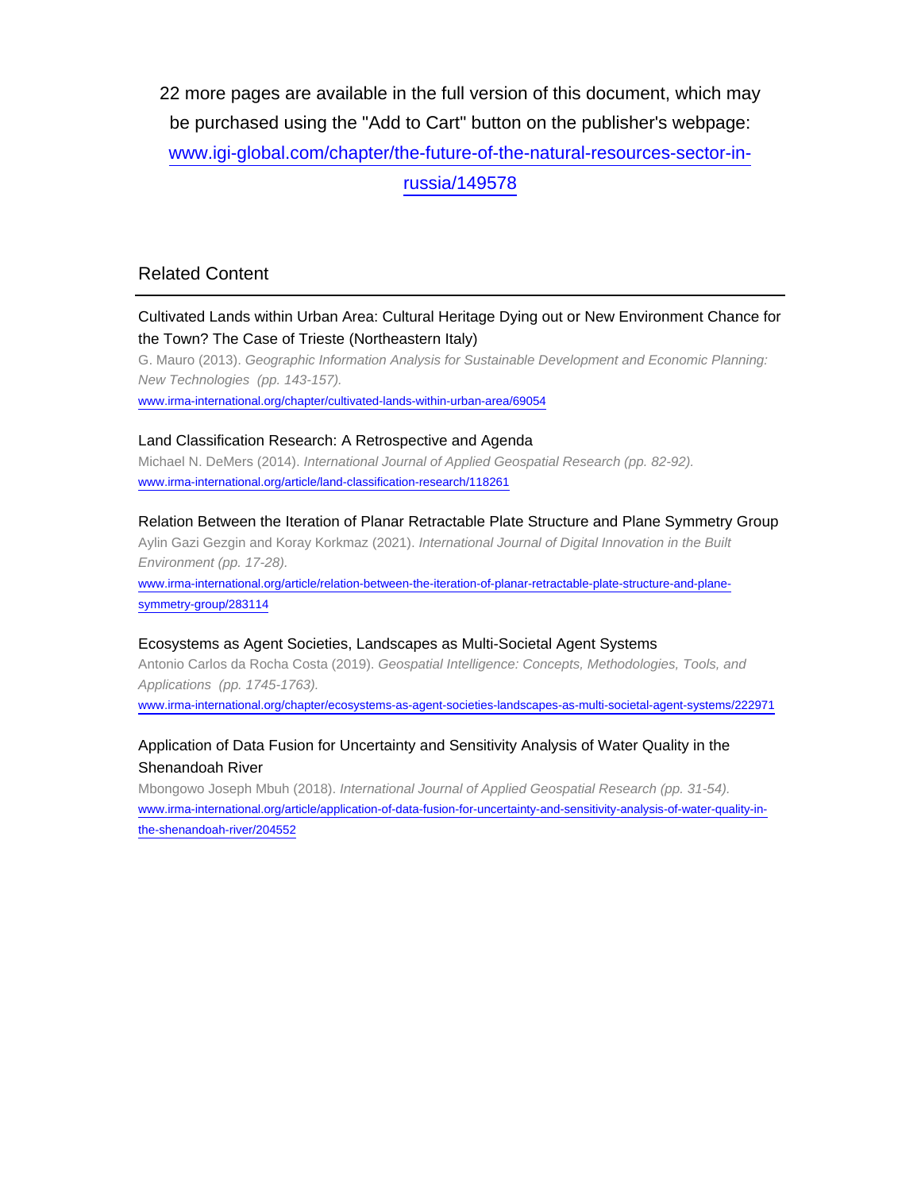22 more pages are available in the full version of this document, which may be purchased using the "Add to Cart" button on the publisher's webpage: [www.igi-global.com/chapter/the-future-of-the-natural-resources-sector-in-russia/149578](www.igi-global.com/chapter/the-future-of-the-natural-resources-sector-in-russia/149578)

## Related Content

Cultivated Lands within Urban Area: Cultural Heritage Dying out or New Environment Chance for the Town? The Case of Trieste (Northeastern Italy)

G. Mauro (2013). *Geographic Information Analysis for Sustainable Development and Economic Planning: New Technologies (pp. 143-157).*

[www.irma-international.org/chapter/cultivated-lands-within-urban-area/69054](www.irma-international.org/chapter/cultivated-lands-within-urban-area/69054)

Land Classification Research: A Retrospective and Agenda

Michael N. DeMers (2014). *International Journal of Applied Geospatial Research (pp. 82-92).*

[www.irma-international.org/article/land-classification-research/118261](www.irma-international.org/article/land-classification-research/118261)

Relation Between the Iteration of Planar Retractable Plate Structure and Plane Symmetry Group

Aylin Gazi Gezgin and Koray Korkmaz (2021). *International Journal of Digital Innovation in the Built Environment (pp. 17-28).*

[www.irma-international.org/article/relation-between-the-iteration-of-planar-retractable-plate-structure-and-plane-symmetry-group/283114](www.irma-international.org/article/relation-between-the-iteration-of-planar-retractable-plate-structure-and-plane-symmetry-group/283114)

Ecosystems as Agent Societies, Landscapes as Multi-Societal Agent Systems

Antonio Carlos da Rocha Costa (2019). *Geospatial Intelligence: Concepts, Methodologies, Tools, and Applications (pp. 1745-1763).*

[www.irma-international.org/chapter/ecosystems-as-agent-societies-landscapes-as-multi-societal-agent-systems/222971](www.irma-international.org/chapter/ecosystems-as-agent-societies-landscapes-as-multi-societal-agent-systems/222971)

Application of Data Fusion for Uncertainty and Sensitivity Analysis of Water Quality in the Shenandoah River

Mbongowo Joseph Mbuh (2018). *International Journal of Applied Geospatial Research (pp. 31-54).*

[www.irma-international.org/article/application-of-data-fusion-for-uncertainty-and-sensitivity-analysis-of-water-quality-in-the-shenandoah-river/204552](www.irma-international.org/article/application-of-data-fusion-for-uncertainty-and-sensitivity-analysis-of-water-quality-in-the-shenandoah-river/204552)